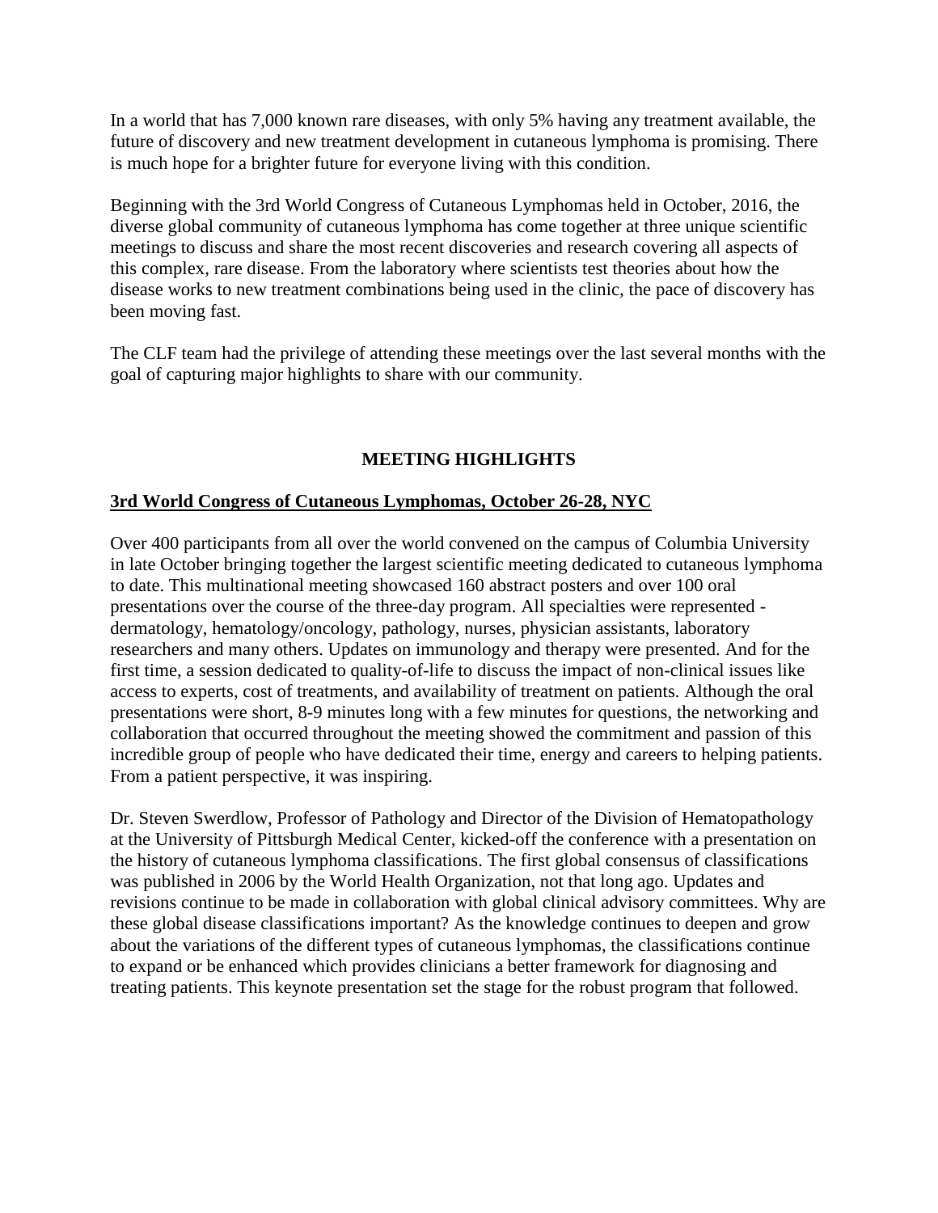In a world that has 7,000 known rare diseases, with only 5% having any treatment available, the future of discovery and new treatment development in cutaneous lymphoma is promising. There is much hope for a brighter future for everyone living with this condition.

Beginning with the 3rd World Congress of Cutaneous Lymphomas held in October, 2016, the diverse global community of cutaneous lymphoma has come together at three unique scientific meetings to discuss and share the most recent discoveries and research covering all aspects of this complex, rare disease. From the laboratory where scientists test theories about how the disease works to new treatment combinations being used in the clinic, the pace of discovery has been moving fast.

The CLF team had the privilege of attending these meetings over the last several months with the goal of capturing major highlights to share with our community.

## MEETING HIGHLIGHTS

### 3rd World Congress of Cutaneous Lymphomas, October 26-28, NYC

Over 400 participants from all over the world convened on the campus of Columbia University in late October bringing together the largest scientific meeting dedicated to cutaneous lymphoma to date. This multinational meeting showcased 160 abstract posters and over 100 oral presentations over the course of the three-day program. All specialties were represented - dermatology, hematology/oncology, pathology, nurses, physician assistants, laboratory researchers and many others. Updates on immunology and therapy were presented. And for the first time, a session dedicated to quality-of-life to discuss the impact of non-clinical issues like access to experts, cost of treatments, and availability of treatment on patients. Although the oral presentations were short, 8-9 minutes long with a few minutes for questions, the networking and collaboration that occurred throughout the meeting showed the commitment and passion of this incredible group of people who have dedicated their time, energy and careers to helping patients. From a patient perspective, it was inspiring.

Dr. Steven Swerdlow, Professor of Pathology and Director of the Division of Hematopathology at the University of Pittsburgh Medical Center, kicked-off the conference with a presentation on the history of cutaneous lymphoma classifications. The first global consensus of classifications was published in 2006 by the World Health Organization, not that long ago. Updates and revisions continue to be made in collaboration with global clinical advisory committees. Why are these global disease classifications important? As the knowledge continues to deepen and grow about the variations of the different types of cutaneous lymphomas, the classifications continue to expand or be enhanced which provides clinicians a better framework for diagnosing and treating patients. This keynote presentation set the stage for the robust program that followed.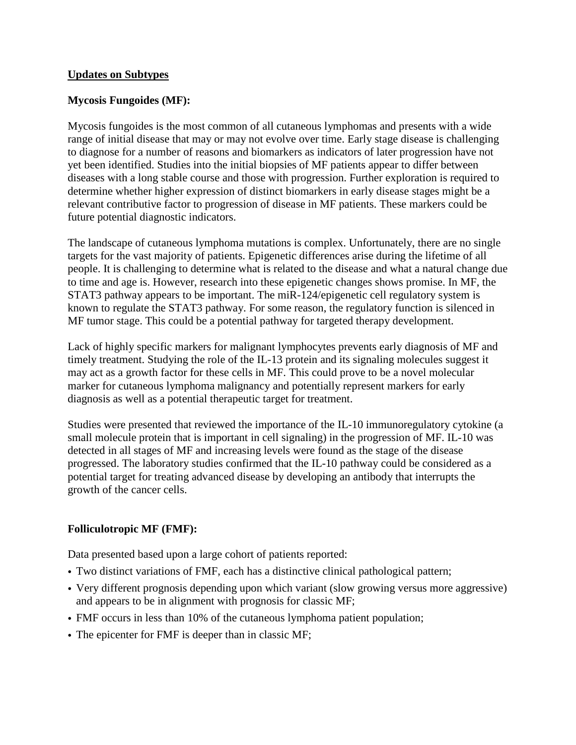## Updates on Subtypes

### Mycosis Fungoides (MF):

Mycosis fungoides is the most common of all cutaneous lymphomas and presents with a wide range of initial disease that may or may not evolve over time. Early stage disease is challenging to diagnose for a number of reasons and biomarkers as indicators of later progression have not yet been identified. Studies into the initial biopsies of MF patients appear to differ between diseases with a long stable course and those with progression. Further exploration is required to determine whether higher expression of distinct biomarkers in early disease stages might be a relevant contributive factor to progression of disease in MF patients. These markers could be future potential diagnostic indicators.

The landscape of cutaneous lymphoma mutations is complex. Unfortunately, there are no single targets for the vast majority of patients. Epigenetic differences arise during the lifetime of all people. It is challenging to determine what is related to the disease and what a natural change due to time and age is. However, research into these epigenetic changes shows promise. In MF, the STAT3 pathway appears to be important. The miR-124/epigenetic cell regulatory system is known to regulate the STAT3 pathway. For some reason, the regulatory function is silenced in MF tumor stage. This could be a potential pathway for targeted therapy development.

Lack of highly specific markers for malignant lymphocytes prevents early diagnosis of MF and timely treatment. Studying the role of the IL-13 protein and its signaling molecules suggest it may act as a growth factor for these cells in MF. This could prove to be a novel molecular marker for cutaneous lymphoma malignancy and potentially represent markers for early diagnosis as well as a potential therapeutic target for treatment.

Studies were presented that reviewed the importance of the IL-10 immunoregulatory cytokine (a small molecule protein that is important in cell signaling) in the progression of MF. IL-10 was detected in all stages of MF and increasing levels were found as the stage of the disease progressed. The laboratory studies confirmed that the IL-10 pathway could be considered as a potential target for treating advanced disease by developing an antibody that interrupts the growth of the cancer cells.

### Folliculotropic MF (FMF):

Data presented based upon a large cohort of patients reported:

- Two distinct variations of FMF, each has a distinctive clinical pathological pattern;
- Very different prognosis depending upon which variant (slow growing versus more aggressive) and appears to be in alignment with prognosis for classic MF;
- FMF occurs in less than 10% of the cutaneous lymphoma patient population;
- The epicenter for FMF is deeper than in classic MF;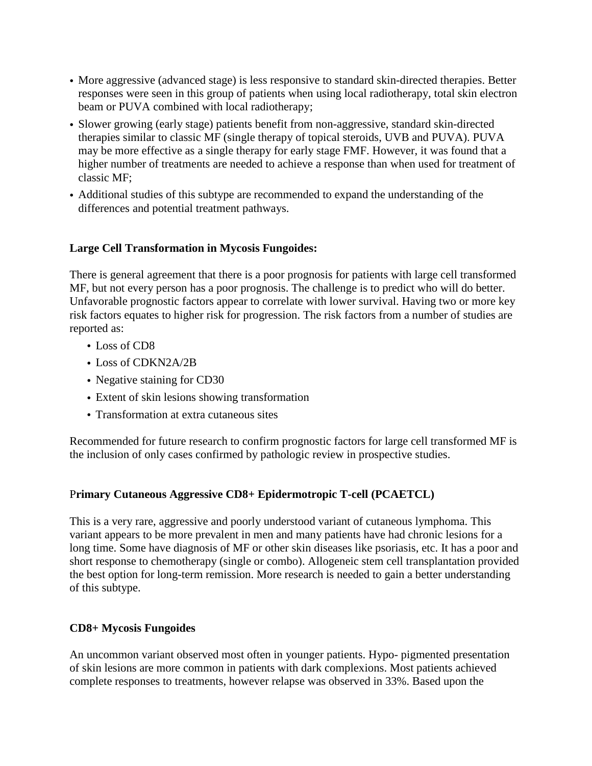- More aggressive (advanced stage) is less responsive to standard skin-directed therapies. Better responses were seen in this group of patients when using local radiotherapy, total skin electron beam or PUVA combined with local radiotherapy;
- Slower growing (early stage) patients benefit from non-aggressive, standard skin-directed therapies similar to classic MF (single therapy of topical steroids, UVB and PUVA). PUVA may be more effective as a single therapy for early stage FMF. However, it was found that a higher number of treatments are needed to achieve a response than when used for treatment of classic MF;
- Additional studies of this subtype are recommended to expand the understanding of the differences and potential treatment pathways.

**Large Cell Transformation in Mycosis Fungoides:**

There is general agreement that there is a poor prognosis for patients with large cell transformed MF, but not every person has a poor prognosis. The challenge is to predict who will do better. Unfavorable prognostic factors appear to correlate with lower survival. Having two or more key risk factors equates to higher risk for progression. The risk factors from a number of studies are reported as:

- Loss of CD8
- Loss of CDKN2A/2B
- Negative staining for CD30
- Extent of skin lesions showing transformation
- Transformation at extra cutaneous sites

Recommended for future research to confirm prognostic factors for large cell transformed MF is the inclusion of only cases confirmed by pathologic review in prospective studies.

**Primary Cutaneous Aggressive CD8+ Epidermotropic T-cell (PCAETCL)**

This is a very rare, aggressive and poorly understood variant of cutaneous lymphoma. This variant appears to be more prevalent in men and many patients have had chronic lesions for a long time. Some have diagnosis of MF or other skin diseases like psoriasis, etc. It has a poor and short response to chemotherapy (single or combo). Allogeneic stem cell transplantation provided the best option for long-term remission. More research is needed to gain a better understanding of this subtype.

**CD8+ Mycosis Fungoides**

An uncommon variant observed most often in younger patients. Hypo- pigmented presentation of skin lesions are more common in patients with dark complexions. Most patients achieved complete responses to treatments, however relapse was observed in 33%. Based upon the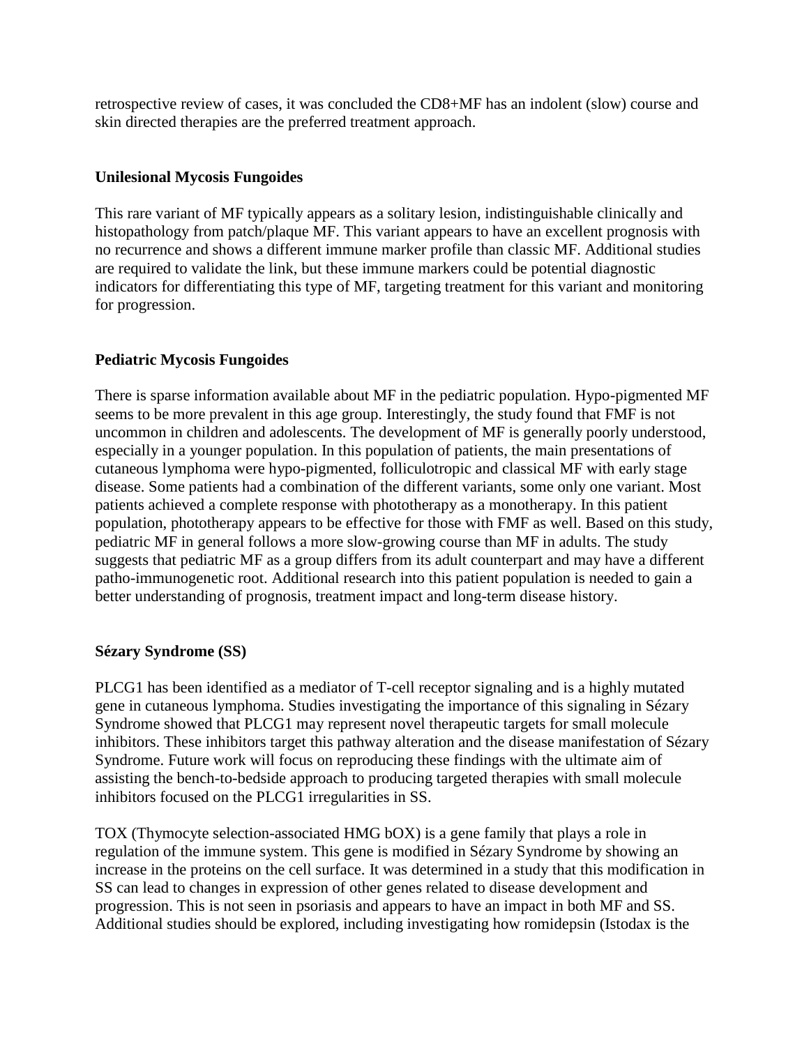retrospective review of cases, it was concluded the CD8+MF has an indolent (slow) course and skin directed therapies are the preferred treatment approach.

**Unilesional Mycosis Fungoides**

This rare variant of MF typically appears as a solitary lesion, indistinguishable clinically and histopathology from patch/plaque MF. This variant appears to have an excellent prognosis with no recurrence and shows a different immune marker profile than classic MF. Additional studies are required to validate the link, but these immune markers could be potential diagnostic indicators for differentiating this type of MF, targeting treatment for this variant and monitoring for progression.

**Pediatric Mycosis Fungoides**

There is sparse information available about MF in the pediatric population. Hypo-pigmented MF seems to be more prevalent in this age group. Interestingly, the study found that FMF is not uncommon in children and adolescents. The development of MF is generally poorly understood, especially in a younger population. In this population of patients, the main presentations of cutaneous lymphoma were hypo-pigmented, folliculotropic and classical MF with early stage disease. Some patients had a combination of the different variants, some only one variant. Most patients achieved a complete response with phototherapy as a monotherapy. In this patient population, phototherapy appears to be effective for those with FMF as well. Based on this study, pediatric MF in general follows a more slow-growing course than MF in adults. The study suggests that pediatric MF as a group differs from its adult counterpart and may have a different patho-immunogenetic root. Additional research into this patient population is needed to gain a better understanding of prognosis, treatment impact and long-term disease history.

**Sézary Syndrome (SS)**

PLCG1 has been identified as a mediator of T-cell receptor signaling and is a highly mutated gene in cutaneous lymphoma. Studies investigating the importance of this signaling in Sézary Syndrome showed that PLCG1 may represent novel therapeutic targets for small molecule inhibitors. These inhibitors target this pathway alteration and the disease manifestation of Sézary Syndrome. Future work will focus on reproducing these findings with the ultimate aim of assisting the bench-to-bedside approach to producing targeted therapies with small molecule inhibitors focused on the PLCG1 irregularities in SS.

TOX (Thymocyte selection-associated HMG bOX) is a gene family that plays a role in regulation of the immune system. This gene is modified in Sézary Syndrome by showing an increase in the proteins on the cell surface. It was determined in a study that this modification in SS can lead to changes in expression of other genes related to disease development and progression. This is not seen in psoriasis and appears to have an impact in both MF and SS. Additional studies should be explored, including investigating how romidepsin (Istodax is the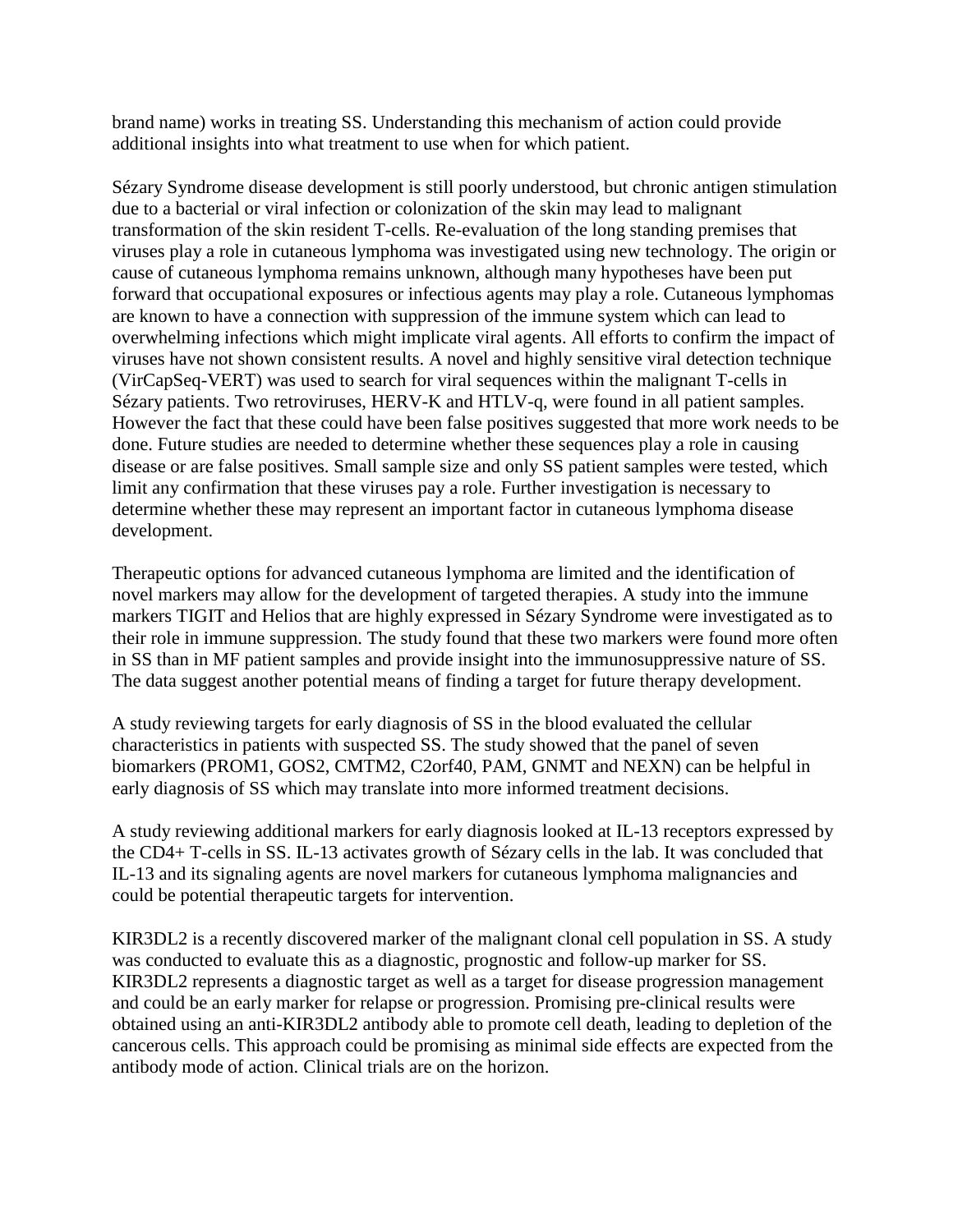brand name) works in treating SS. Understanding this mechanism of action could provide additional insights into what treatment to use when for which patient.

Sézary Syndrome disease development is still poorly understood, but chronic antigen stimulation due to a bacterial or viral infection or colonization of the skin may lead to malignant transformation of the skin resident T-cells. Re-evaluation of the long standing premises that viruses play a role in cutaneous lymphoma was investigated using new technology. The origin or cause of cutaneous lymphoma remains unknown, although many hypotheses have been put forward that occupational exposures or infectious agents may play a role. Cutaneous lymphomas are known to have a connection with suppression of the immune system which can lead to overwhelming infections which might implicate viral agents. All efforts to confirm the impact of viruses have not shown consistent results. A novel and highly sensitive viral detection technique (VirCapSeq-VERT) was used to search for viral sequences within the malignant T-cells in Sézary patients. Two retroviruses, HERV-K and HTLV-q, were found in all patient samples. However the fact that these could have been false positives suggested that more work needs to be done. Future studies are needed to determine whether these sequences play a role in causing disease or are false positives. Small sample size and only SS patient samples were tested, which limit any confirmation that these viruses pay a role. Further investigation is necessary to determine whether these may represent an important factor in cutaneous lymphoma disease development.

Therapeutic options for advanced cutaneous lymphoma are limited and the identification of novel markers may allow for the development of targeted therapies. A study into the immune markers TIGIT and Helios that are highly expressed in Sézary Syndrome were investigated as to their role in immune suppression. The study found that these two markers were found more often in SS than in MF patient samples and provide insight into the immunosuppressive nature of SS. The data suggest another potential means of finding a target for future therapy development.

A study reviewing targets for early diagnosis of SS in the blood evaluated the cellular characteristics in patients with suspected SS. The study showed that the panel of seven biomarkers (PROM1, GOS2, CMTM2, C2orf40, PAM, GNMT and NEXN) can be helpful in early diagnosis of SS which may translate into more informed treatment decisions.

A study reviewing additional markers for early diagnosis looked at IL-13 receptors expressed by the CD4+ T-cells in SS. IL-13 activates growth of Sézary cells in the lab. It was concluded that IL-13 and its signaling agents are novel markers for cutaneous lymphoma malignancies and could be potential therapeutic targets for intervention.

KIR3DL2 is a recently discovered marker of the malignant clonal cell population in SS. A study was conducted to evaluate this as a diagnostic, prognostic and follow-up marker for SS. KIR3DL2 represents a diagnostic target as well as a target for disease progression management and could be an early marker for relapse or progression. Promising pre-clinical results were obtained using an anti-KIR3DL2 antibody able to promote cell death, leading to depletion of the cancerous cells. This approach could be promising as minimal side effects are expected from the antibody mode of action. Clinical trials are on the horizon.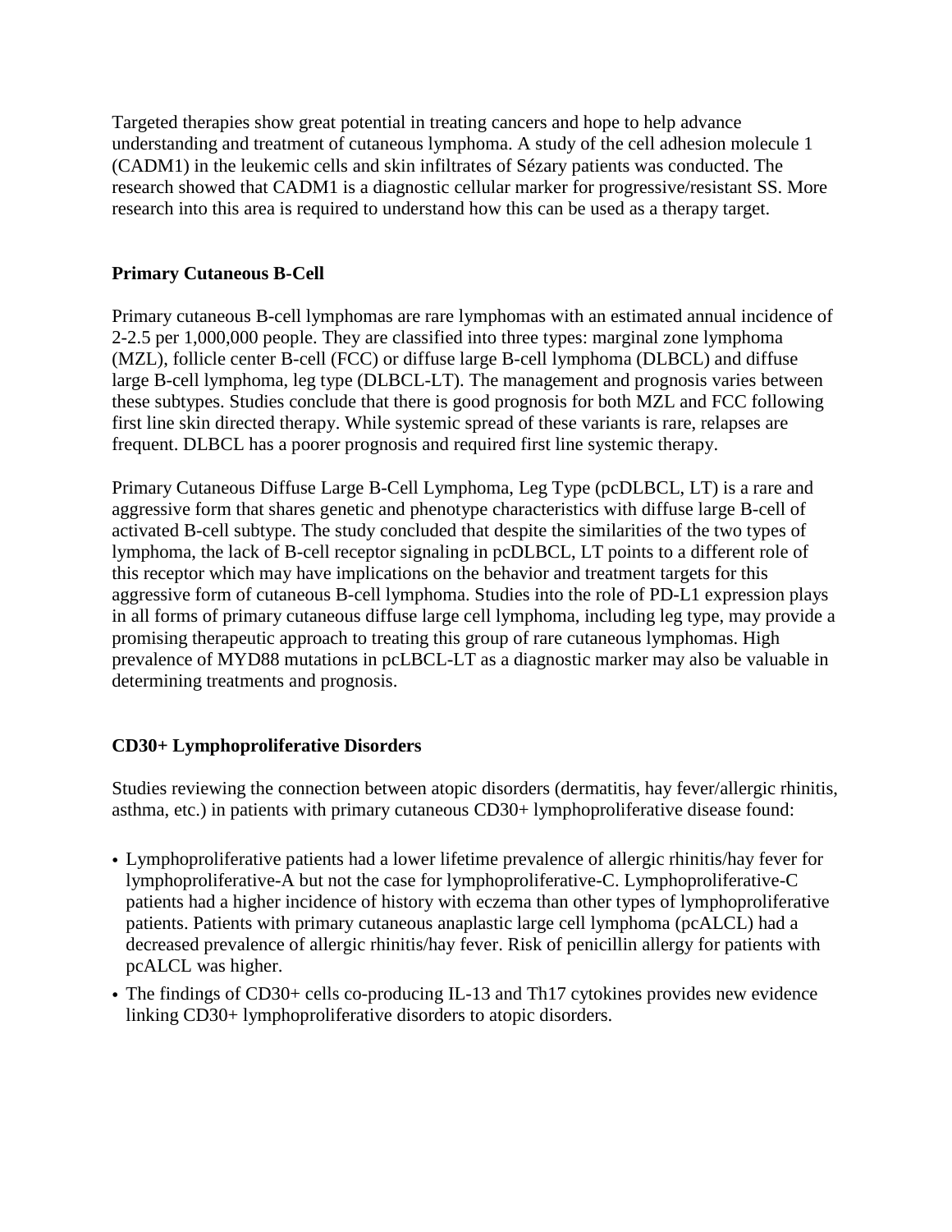Targeted therapies show great potential in treating cancers and hope to help advance understanding and treatment of cutaneous lymphoma. A study of the cell adhesion molecule 1 (CADM1) in the leukemic cells and skin infiltrates of Sézary patients was conducted. The research showed that CADM1 is a diagnostic cellular marker for progressive/resistant SS. More research into this area is required to understand how this can be used as a therapy target.

### Primary Cutaneous B-Cell

Primary cutaneous B-cell lymphomas are rare lymphomas with an estimated annual incidence of 2-2.5 per 1,000,000 people. They are classified into three types: marginal zone lymphoma (MZL), follicle center B-cell (FCC) or diffuse large B-cell lymphoma (DLBCL) and diffuse large B-cell lymphoma, leg type (DLBCL-LT). The management and prognosis varies between these subtypes. Studies conclude that there is good prognosis for both MZL and FCC following first line skin directed therapy. While systemic spread of these variants is rare, relapses are frequent. DLBCL has a poorer prognosis and required first line systemic therapy.

Primary Cutaneous Diffuse Large B-Cell Lymphoma, Leg Type (pcDLBCL, LT) is a rare and aggressive form that shares genetic and phenotype characteristics with diffuse large B-cell of activated B-cell subtype. The study concluded that despite the similarities of the two types of lymphoma, the lack of B-cell receptor signaling in pcDLBCL, LT points to a different role of this receptor which may have implications on the behavior and treatment targets for this aggressive form of cutaneous B-cell lymphoma. Studies into the role of PD-L1 expression plays in all forms of primary cutaneous diffuse large cell lymphoma, including leg type, may provide a promising therapeutic approach to treating this group of rare cutaneous lymphomas. High prevalence of MYD88 mutations in pcLBCL-LT as a diagnostic marker may also be valuable in determining treatments and prognosis.

### CD30+ Lymphoproliferative Disorders

Studies reviewing the connection between atopic disorders (dermatitis, hay fever/allergic rhinitis, asthma, etc.) in patients with primary cutaneous CD30+ lymphoproliferative disease found:

- Lymphoproliferative patients had a lower lifetime prevalence of allergic rhinitis/hay fever for lymphoproliferative-A but not the case for lymphoproliferative-C. Lymphoproliferative-C patients had a higher incidence of history with eczema than other types of lymphoproliferative patients. Patients with primary cutaneous anaplastic large cell lymphoma (pcALCL) had a decreased prevalence of allergic rhinitis/hay fever. Risk of penicillin allergy for patients with pcALCL was higher.
- The findings of CD30+ cells co-producing IL-13 and Th17 cytokines provides new evidence linking CD30+ lymphoproliferative disorders to atopic disorders.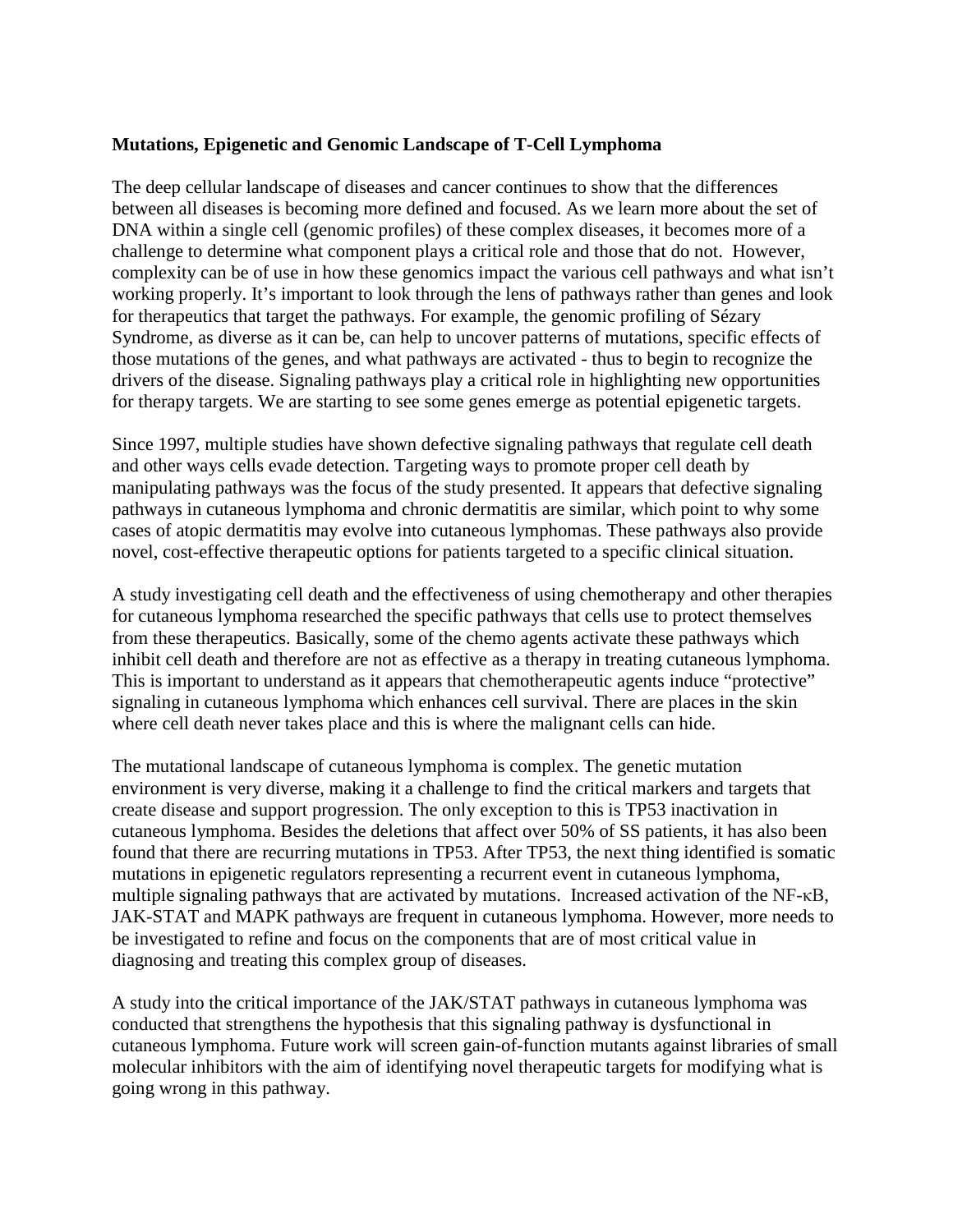**Mutations, Epigenetic and Genomic Landscape of T-Cell Lymphoma**

The deep cellular landscape of diseases and cancer continues to show that the differences between all diseases is becoming more defined and focused. As we learn more about the set of DNA within a single cell (genomic profiles) of these complex diseases, it becomes more of a challenge to determine what component plays a critical role and those that do not. However, complexity can be of use in how these genomics impact the various cell pathways and what isn't working properly. It's important to look through the lens of pathways rather than genes and look for therapeutics that target the pathways. For example, the genomic profiling of Sézary Syndrome, as diverse as it can be, can help to uncover patterns of mutations, specific effects of those mutations of the genes, and what pathways are activated - thus to begin to recognize the drivers of the disease. Signaling pathways play a critical role in highlighting new opportunities for therapy targets. We are starting to see some genes emerge as potential epigenetic targets.

Since 1997, multiple studies have shown defective signaling pathways that regulate cell death and other ways cells evade detection. Targeting ways to promote proper cell death by manipulating pathways was the focus of the study presented. It appears that defective signaling pathways in cutaneous lymphoma and chronic dermatitis are similar, which point to why some cases of atopic dermatitis may evolve into cutaneous lymphomas. These pathways also provide novel, cost-effective therapeutic options for patients targeted to a specific clinical situation.

A study investigating cell death and the effectiveness of using chemotherapy and other therapies for cutaneous lymphoma researched the specific pathways that cells use to protect themselves from these therapeutics. Basically, some of the chemo agents activate these pathways which inhibit cell death and therefore are not as effective as a therapy in treating cutaneous lymphoma. This is important to understand as it appears that chemotherapeutic agents induce "protective" signaling in cutaneous lymphoma which enhances cell survival. There are places in the skin where cell death never takes place and this is where the malignant cells can hide.

The mutational landscape of cutaneous lymphoma is complex. The genetic mutation environment is very diverse, making it a challenge to find the critical markers and targets that create disease and support progression. The only exception to this is TP53 inactivation in cutaneous lymphoma. Besides the deletions that affect over 50% of SS patients, it has also been found that there are recurring mutations in TP53. After TP53, the next thing identified is somatic mutations in epigenetic regulators representing a recurrent event in cutaneous lymphoma, multiple signaling pathways that are activated by mutations. Increased activation of the NF-κB, JAK-STAT and MAPK pathways are frequent in cutaneous lymphoma. However, more needs to be investigated to refine and focus on the components that are of most critical value in diagnosing and treating this complex group of diseases.

A study into the critical importance of the JAK/STAT pathways in cutaneous lymphoma was conducted that strengthens the hypothesis that this signaling pathway is dysfunctional in cutaneous lymphoma. Future work will screen gain-of-function mutants against libraries of small molecular inhibitors with the aim of identifying novel therapeutic targets for modifying what is going wrong in this pathway.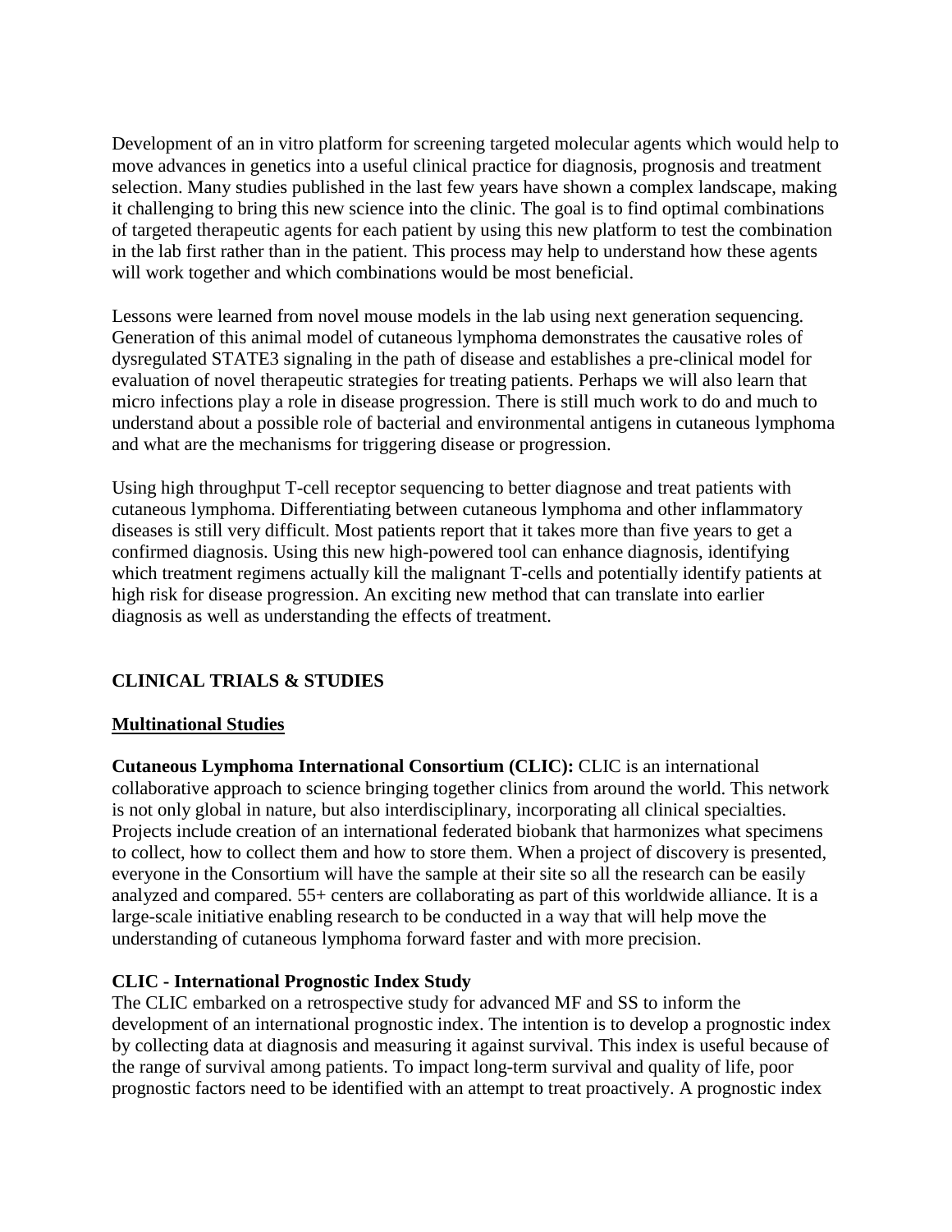Development of an in vitro platform for screening targeted molecular agents which would help to move advances in genetics into a useful clinical practice for diagnosis, prognosis and treatment selection. Many studies published in the last few years have shown a complex landscape, making it challenging to bring this new science into the clinic. The goal is to find optimal combinations of targeted therapeutic agents for each patient by using this new platform to test the combination in the lab first rather than in the patient. This process may help to understand how these agents will work together and which combinations would be most beneficial.

Lessons were learned from novel mouse models in the lab using next generation sequencing. Generation of this animal model of cutaneous lymphoma demonstrates the causative roles of dysregulated STATE3 signaling in the path of disease and establishes a pre-clinical model for evaluation of novel therapeutic strategies for treating patients. Perhaps we will also learn that micro infections play a role in disease progression. There is still much work to do and much to understand about a possible role of bacterial and environmental antigens in cutaneous lymphoma and what are the mechanisms for triggering disease or progression.

Using high throughput T-cell receptor sequencing to better diagnose and treat patients with cutaneous lymphoma. Differentiating between cutaneous lymphoma and other inflammatory diseases is still very difficult. Most patients report that it takes more than five years to get a confirmed diagnosis. Using this new high-powered tool can enhance diagnosis, identifying which treatment regimens actually kill the malignant T-cells and potentially identify patients at high risk for disease progression. An exciting new method that can translate into earlier diagnosis as well as understanding the effects of treatment.

## CLINICAL TRIALS & STUDIES

### Multinational Studies

**Cutaneous Lymphoma International Consortium (CLIC):** CLIC is an international collaborative approach to science bringing together clinics from around the world. This network is not only global in nature, but also interdisciplinary, incorporating all clinical specialties. Projects include creation of an international federated biobank that harmonizes what specimens to collect, how to collect them and how to store them. When a project of discovery is presented, everyone in the Consortium will have the sample at their site so all the research can be easily analyzed and compared. 55+ centers are collaborating as part of this worldwide alliance. It is a large-scale initiative enabling research to be conducted in a way that will help move the understanding of cutaneous lymphoma forward faster and with more precision.

**CLIC - International Prognostic Index Study**

The CLIC embarked on a retrospective study for advanced MF and SS to inform the development of an international prognostic index. The intention is to develop a prognostic index by collecting data at diagnosis and measuring it against survival. This index is useful because of the range of survival among patients. To impact long-term survival and quality of life, poor prognostic factors need to be identified with an attempt to treat proactively. A prognostic index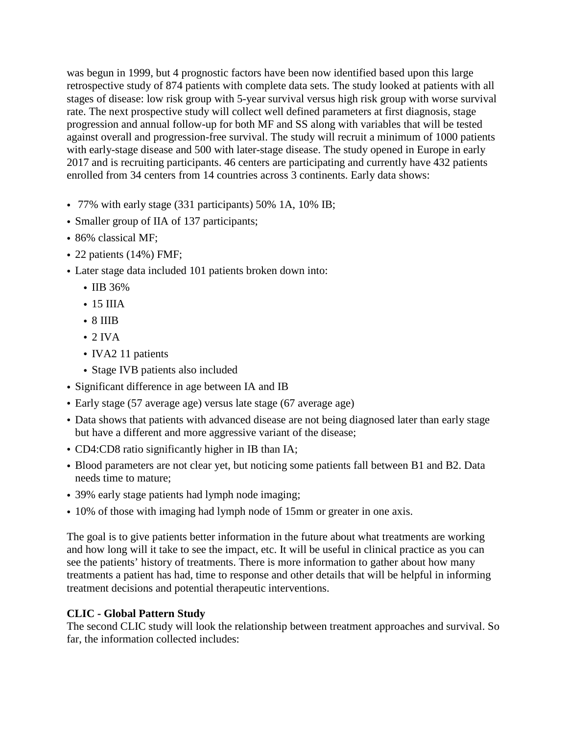was begun in 1999, but 4 prognostic factors have been now identified based upon this large retrospective study of 874 patients with complete data sets. The study looked at patients with all stages of disease: low risk group with 5-year survival versus high risk group with worse survival rate. The next prospective study will collect well defined parameters at first diagnosis, stage progression and annual follow-up for both MF and SS along with variables that will be tested against overall and progression-free survival. The study will recruit a minimum of 1000 patients with early-stage disease and 500 with later-stage disease. The study opened in Europe in early 2017 and is recruiting participants. 46 centers are participating and currently have 432 patients enrolled from 34 centers from 14 countries across 3 continents. Early data shows:

- 77% with early stage (331 participants) 50% 1A, 10% IB;
- Smaller group of IIA of 137 participants;
- 86% classical MF;
- 22 patients (14%) FMF;
- Later stage data included 101 patients broken down into:
  - IIB 36%
  - 15 IIIA
  - 8 IIIB
  - 2 IVA
  - IVA2 11 patients
  - Stage IVB patients also included
- Significant difference in age between IA and IB
- Early stage (57 average age) versus late stage (67 average age)
- Data shows that patients with advanced disease are not being diagnosed later than early stage but have a different and more aggressive variant of the disease;
- CD4:CD8 ratio significantly higher in IB than IA;
- Blood parameters are not clear yet, but noticing some patients fall between B1 and B2. Data needs time to mature;
- 39% early stage patients had lymph node imaging;
- 10% of those with imaging had lymph node of 15mm or greater in one axis.

The goal is to give patients better information in the future about what treatments are working and how long will it take to see the impact, etc. It will be useful in clinical practice as you can see the patients' history of treatments. There is more information to gather about how many treatments a patient has had, time to response and other details that will be helpful in informing treatment decisions and potential therapeutic interventions.

**CLIC - Global Pattern Study**

The second CLIC study will look the relationship between treatment approaches and survival. So far, the information collected includes: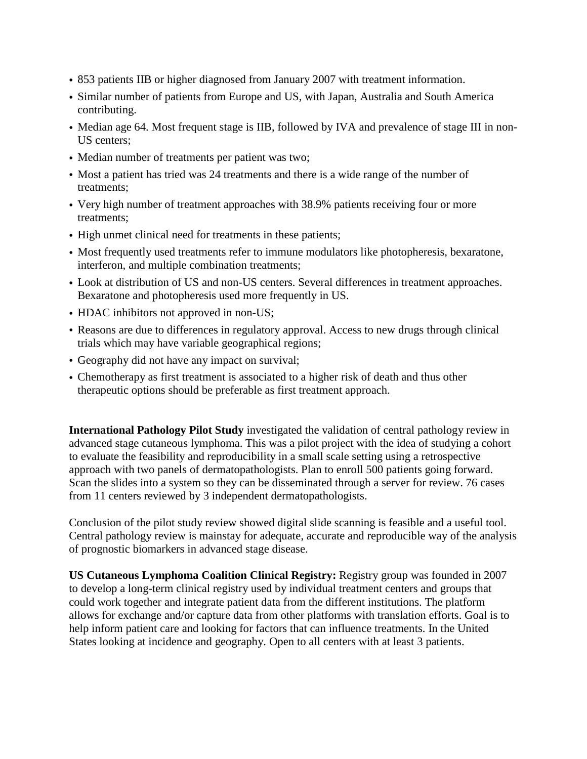- 853 patients IIB or higher diagnosed from January 2007 with treatment information.
- Similar number of patients from Europe and US, with Japan, Australia and South America contributing.
- Median age 64. Most frequent stage is IIB, followed by IVA and prevalence of stage III in non-US centers;
- Median number of treatments per patient was two;
- Most a patient has tried was 24 treatments and there is a wide range of the number of treatments;
- Very high number of treatment approaches with 38.9% patients receiving four or more treatments;
- High unmet clinical need for treatments in these patients;
- Most frequently used treatments refer to immune modulators like photopheresis, bexaratone, interferon, and multiple combination treatments;
- Look at distribution of US and non-US centers. Several differences in treatment approaches. Bexaratone and photopheresis used more frequently in US.
- HDAC inhibitors not approved in non-US;
- Reasons are due to differences in regulatory approval. Access to new drugs through clinical trials which may have variable geographical regions;
- Geography did not have any impact on survival;
- Chemotherapy as first treatment is associated to a higher risk of death and thus other therapeutic options should be preferable as first treatment approach.

**International Pathology Pilot Study** investigated the validation of central pathology review in advanced stage cutaneous lymphoma. This was a pilot project with the idea of studying a cohort to evaluate the feasibility and reproducibility in a small scale setting using a retrospective approach with two panels of dermatopathologists. Plan to enroll 500 patients going forward. Scan the slides into a system so they can be disseminated through a server for review. 76 cases from 11 centers reviewed by 3 independent dermatopathologists.

Conclusion of the pilot study review showed digital slide scanning is feasible and a useful tool. Central pathology review is mainstay for adequate, accurate and reproducible way of the analysis of prognostic biomarkers in advanced stage disease.

**US Cutaneous Lymphoma Coalition Clinical Registry:** Registry group was founded in 2007 to develop a long-term clinical registry used by individual treatment centers and groups that could work together and integrate patient data from the different institutions. The platform allows for exchange and/or capture data from other platforms with translation efforts. Goal is to help inform patient care and looking for factors that can influence treatments. In the United States looking at incidence and geography. Open to all centers with at least 3 patients.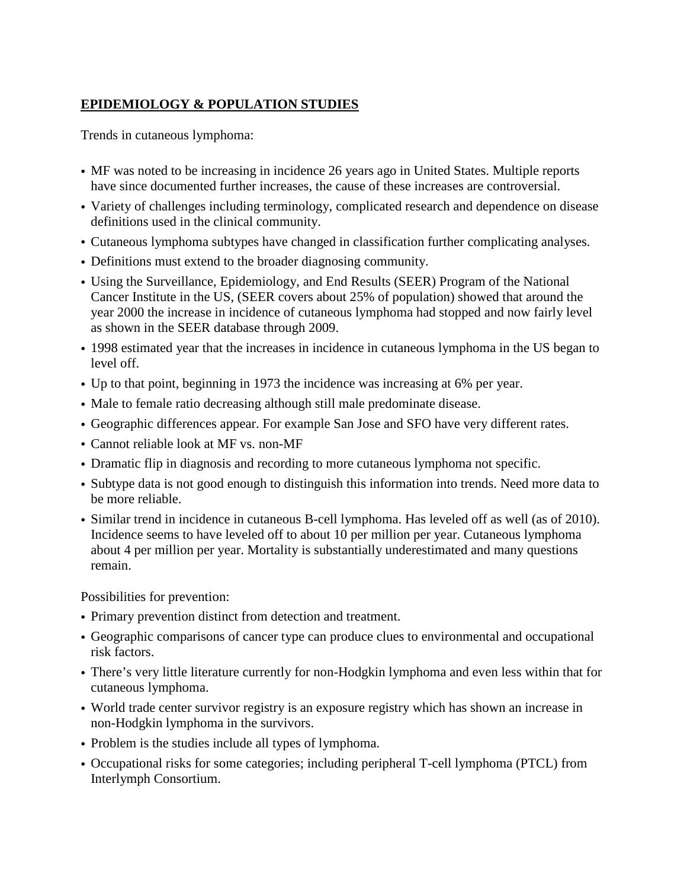## EPIDEMIOLOGY & POPULATION STUDIES

Trends in cutaneous lymphoma:

- MF was noted to be increasing in incidence 26 years ago in United States. Multiple reports have since documented further increases, the cause of these increases are controversial.
- Variety of challenges including terminology, complicated research and dependence on disease definitions used in the clinical community.
- Cutaneous lymphoma subtypes have changed in classification further complicating analyses.
- Definitions must extend to the broader diagnosing community.
- Using the Surveillance, Epidemiology, and End Results (SEER) Program of the National Cancer Institute in the US, (SEER covers about 25% of population) showed that around the year 2000 the increase in incidence of cutaneous lymphoma had stopped and now fairly level as shown in the SEER database through 2009.
- 1998 estimated year that the increases in incidence in cutaneous lymphoma in the US began to level off.
- Up to that point, beginning in 1973 the incidence was increasing at 6% per year.
- Male to female ratio decreasing although still male predominate disease.
- Geographic differences appear. For example San Jose and SFO have very different rates.
- Cannot reliable look at MF vs. non-MF
- Dramatic flip in diagnosis and recording to more cutaneous lymphoma not specific.
- Subtype data is not good enough to distinguish this information into trends. Need more data to be more reliable.
- Similar trend in incidence in cutaneous B-cell lymphoma. Has leveled off as well (as of 2010). Incidence seems to have leveled off to about 10 per million per year. Cutaneous lymphoma about 4 per million per year. Mortality is substantially underestimated and many questions remain.

Possibilities for prevention:

- Primary prevention distinct from detection and treatment.
- Geographic comparisons of cancer type can produce clues to environmental and occupational risk factors.
- There's very little literature currently for non-Hodgkin lymphoma and even less within that for cutaneous lymphoma.
- World trade center survivor registry is an exposure registry which has shown an increase in non-Hodgkin lymphoma in the survivors.
- Problem is the studies include all types of lymphoma.
- Occupational risks for some categories; including peripheral T-cell lymphoma (PTCL) from Interlymph Consortium.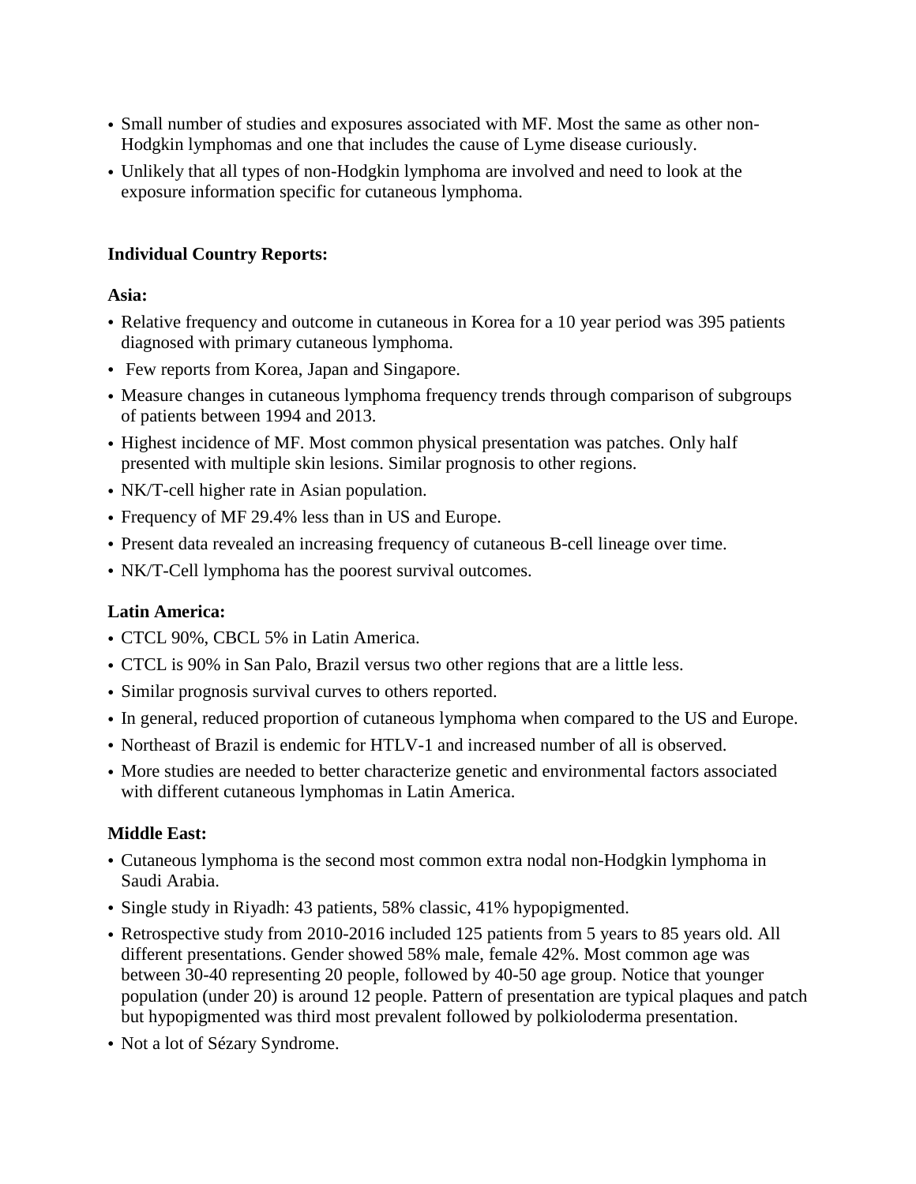- Small number of studies and exposures associated with MF. Most the same as other non-Hodgkin lymphomas and one that includes the cause of Lyme disease curiously.
- Unlikely that all types of non-Hodgkin lymphoma are involved and need to look at the exposure information specific for cutaneous lymphoma.

**Individual Country Reports:**

**Asia:**

- Relative frequency and outcome in cutaneous in Korea for a 10 year period was 395 patients diagnosed with primary cutaneous lymphoma.
- Few reports from Korea, Japan and Singapore.
- Measure changes in cutaneous lymphoma frequency trends through comparison of subgroups of patients between 1994 and 2013.
- Highest incidence of MF. Most common physical presentation was patches. Only half presented with multiple skin lesions. Similar prognosis to other regions.
- NK/T-cell higher rate in Asian population.
- Frequency of MF 29.4% less than in US and Europe.
- Present data revealed an increasing frequency of cutaneous B-cell lineage over time.
- NK/T-Cell lymphoma has the poorest survival outcomes.

**Latin America:**

- CTCL 90%, CBCL 5% in Latin America.
- CTCL is 90% in San Palo, Brazil versus two other regions that are a little less.
- Similar prognosis survival curves to others reported.
- In general, reduced proportion of cutaneous lymphoma when compared to the US and Europe.
- Northeast of Brazil is endemic for HTLV-1 and increased number of all is observed.
- More studies are needed to better characterize genetic and environmental factors associated with different cutaneous lymphomas in Latin America.

**Middle East:**

- Cutaneous lymphoma is the second most common extra nodal non-Hodgkin lymphoma in Saudi Arabia.
- Single study in Riyadh: 43 patients, 58% classic, 41% hypopigmented.
- Retrospective study from 2010-2016 included 125 patients from 5 years to 85 years old. All different presentations. Gender showed 58% male, female 42%. Most common age was between 30-40 representing 20 people, followed by 40-50 age group. Notice that younger population (under 20) is around 12 people. Pattern of presentation are typical plaques and patch but hypopigmented was third most prevalent followed by polkioloderma presentation.
- Not a lot of Sézary Syndrome.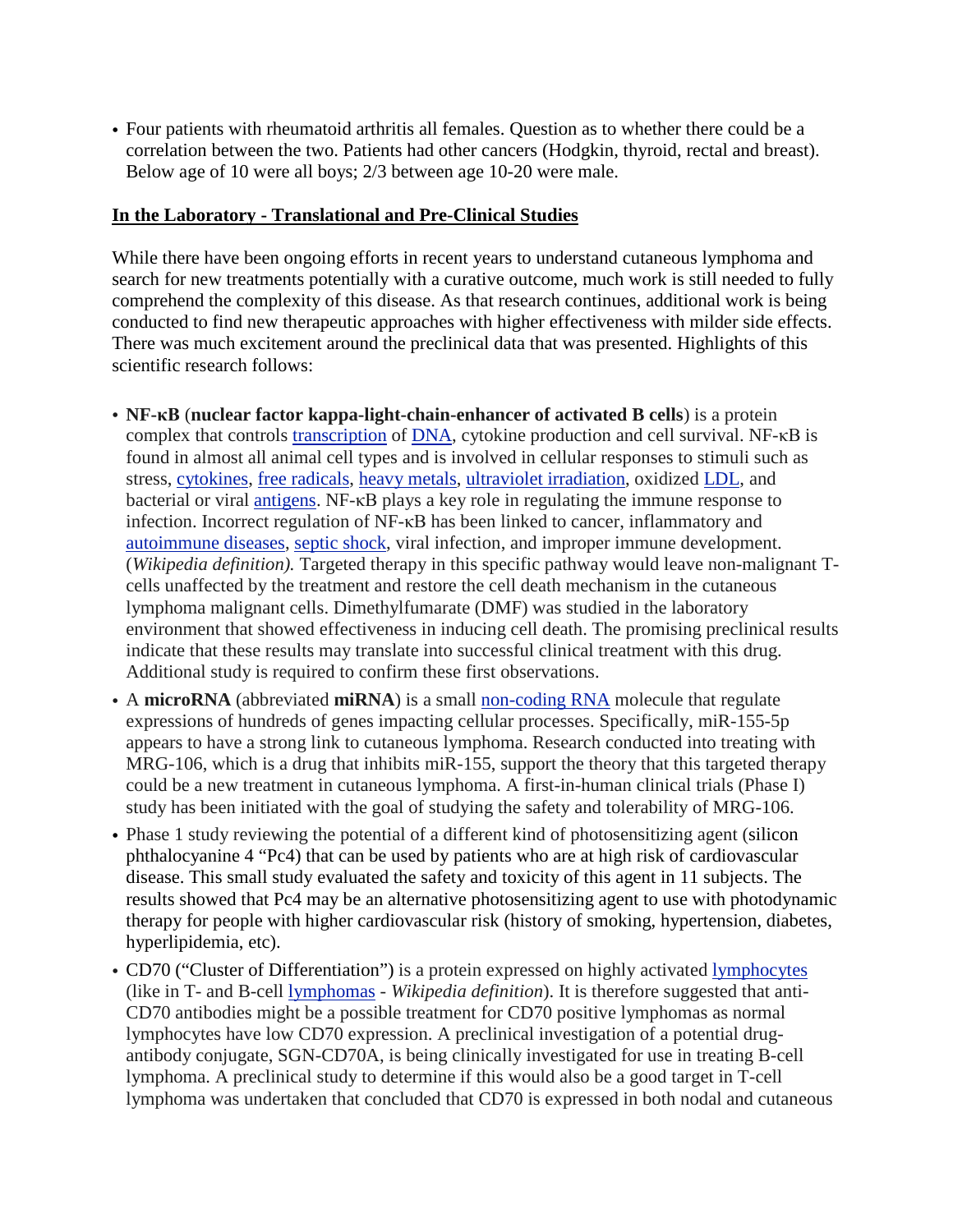- Four patients with rheumatoid arthritis all females. Question as to whether there could be a correlation between the two. Patients had other cancers (Hodgkin, thyroid, rectal and breast). Below age of 10 were all boys; 2/3 between age 10-20 were male.

**In the Laboratory - Translational and Pre-Clinical Studies**

While there have been ongoing efforts in recent years to understand cutaneous lymphoma and search for new treatments potentially with a curative outcome, much work is still needed to fully comprehend the complexity of this disease. As that research continues, additional work is being conducted to find new therapeutic approaches with higher effectiveness with milder side effects. There was much excitement around the preclinical data that was presented. Highlights of this scientific research follows:

- **NF-κB** (**nuclear factor kappa-light-chain-enhancer of activated B cells**) is a protein complex that controls transcription of DNA, cytokine production and cell survival. NF-κB is found in almost all animal cell types and is involved in cellular responses to stimuli such as stress, cytokines, free radicals, heavy metals, ultraviolet irradiation, oxidized LDL, and bacterial or viral antigens. NF-κB plays a key role in regulating the immune response to infection. Incorrect regulation of NF-κB has been linked to cancer, inflammatory and autoimmune diseases, septic shock, viral infection, and improper immune development. (*Wikipedia definition).* Targeted therapy in this specific pathway would leave non-malignant T-cells unaffected by the treatment and restore the cell death mechanism in the cutaneous lymphoma malignant cells. Dimethylfumarate (DMF) was studied in the laboratory environment that showed effectiveness in inducing cell death. The promising preclinical results indicate that these results may translate into successful clinical treatment with this drug. Additional study is required to confirm these first observations.
- A **microRNA** (abbreviated **miRNA**) is a small non-coding RNA molecule that regulate expressions of hundreds of genes impacting cellular processes. Specifically, miR-155-5p appears to have a strong link to cutaneous lymphoma. Research conducted into treating with MRG-106, which is a drug that inhibits miR-155, support the theory that this targeted therapy could be a new treatment in cutaneous lymphoma. A first-in-human clinical trials (Phase I) study has been initiated with the goal of studying the safety and tolerability of MRG-106.
- Phase 1 study reviewing the potential of a different kind of photosensitizing agent (silicon phthalocyanine 4 "Pc4) that can be used by patients who are at high risk of cardiovascular disease. This small study evaluated the safety and toxicity of this agent in 11 subjects. The results showed that Pc4 may be an alternative photosensitizing agent to use with photodynamic therapy for people with higher cardiovascular risk (history of smoking, hypertension, diabetes, hyperlipidemia, etc).
- CD70 ("Cluster of Differentiation") is a protein expressed on highly activated lymphocytes (like in T- and B-cell lymphomas - *Wikipedia definition*). It is therefore suggested that anti-CD70 antibodies might be a possible treatment for CD70 positive lymphomas as normal lymphocytes have low CD70 expression. A preclinical investigation of a potential drug-antibody conjugate, SGN-CD70A, is being clinically investigated for use in treating B-cell lymphoma. A preclinical study to determine if this would also be a good target in T-cell lymphoma was undertaken that concluded that CD70 is expressed in both nodal and cutaneous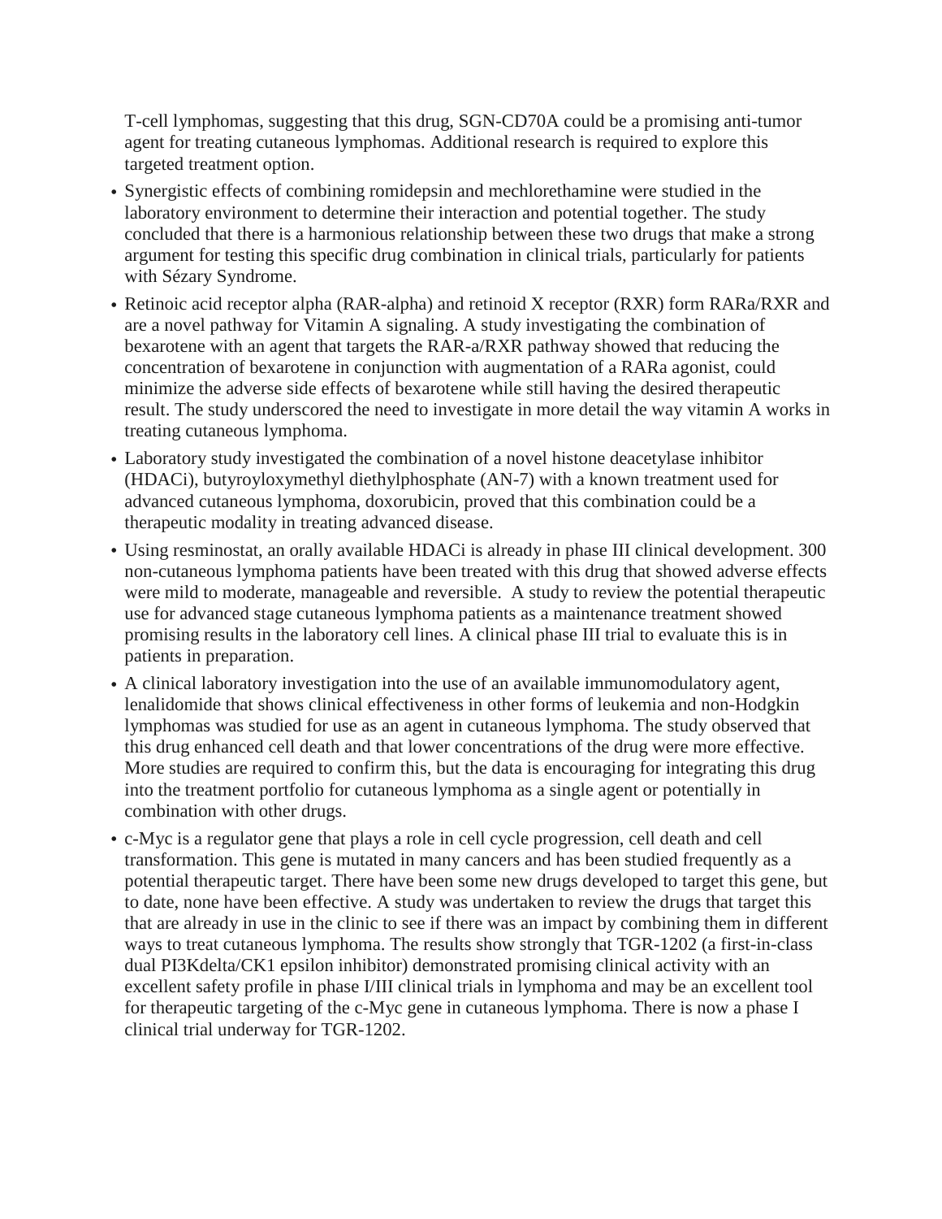T-cell lymphomas, suggesting that this drug, SGN-CD70A could be a promising anti-tumor agent for treating cutaneous lymphomas. Additional research is required to explore this targeted treatment option.

- Synergistic effects of combining romidepsin and mechlorethamine were studied in the laboratory environment to determine their interaction and potential together. The study concluded that there is a harmonious relationship between these two drugs that make a strong argument for testing this specific drug combination in clinical trials, particularly for patients with Sézary Syndrome.
- Retinoic acid receptor alpha (RAR-alpha) and retinoid X receptor (RXR) form RARa/RXR and are a novel pathway for Vitamin A signaling. A study investigating the combination of bexarotene with an agent that targets the RAR-a/RXR pathway showed that reducing the concentration of bexarotene in conjunction with augmentation of a RARa agonist, could minimize the adverse side effects of bexarotene while still having the desired therapeutic result. The study underscored the need to investigate in more detail the way vitamin A works in treating cutaneous lymphoma.
- Laboratory study investigated the combination of a novel histone deacetylase inhibitor (HDACi), butyroyloxymethyl diethylphosphate (AN-7) with a known treatment used for advanced cutaneous lymphoma, doxorubicin, proved that this combination could be a therapeutic modality in treating advanced disease.
- Using resminostat, an orally available HDACi is already in phase III clinical development. 300 non-cutaneous lymphoma patients have been treated with this drug that showed adverse effects were mild to moderate, manageable and reversible. A study to review the potential therapeutic use for advanced stage cutaneous lymphoma patients as a maintenance treatment showed promising results in the laboratory cell lines. A clinical phase III trial to evaluate this is in patients in preparation.
- A clinical laboratory investigation into the use of an available immunomodulatory agent, lenalidomide that shows clinical effectiveness in other forms of leukemia and non-Hodgkin lymphomas was studied for use as an agent in cutaneous lymphoma. The study observed that this drug enhanced cell death and that lower concentrations of the drug were more effective. More studies are required to confirm this, but the data is encouraging for integrating this drug into the treatment portfolio for cutaneous lymphoma as a single agent or potentially in combination with other drugs.
- c-Myc is a regulator gene that plays a role in cell cycle progression, cell death and cell transformation. This gene is mutated in many cancers and has been studied frequently as a potential therapeutic target. There have been some new drugs developed to target this gene, but to date, none have been effective. A study was undertaken to review the drugs that target this that are already in use in the clinic to see if there was an impact by combining them in different ways to treat cutaneous lymphoma. The results show strongly that TGR-1202 (a first-in-class dual PI3Kdelta/CK1 epsilon inhibitor) demonstrated promising clinical activity with an excellent safety profile in phase I/III clinical trials in lymphoma and may be an excellent tool for therapeutic targeting of the c-Myc gene in cutaneous lymphoma. There is now a phase I clinical trial underway for TGR-1202.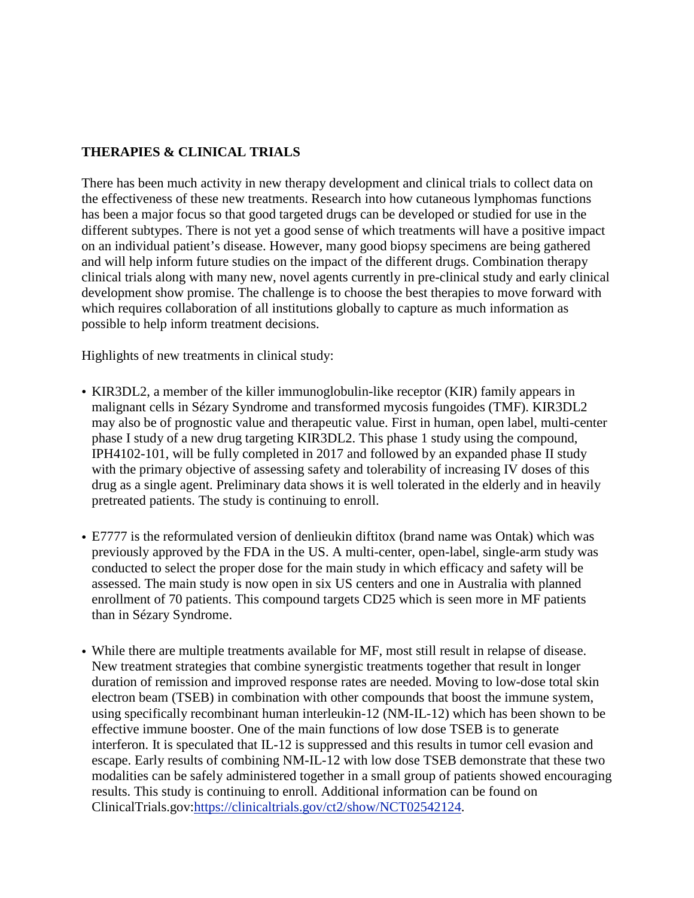**THERAPIES & CLINICAL TRIALS**

There has been much activity in new therapy development and clinical trials to collect data on the effectiveness of these new treatments. Research into how cutaneous lymphomas functions has been a major focus so that good targeted drugs can be developed or studied for use in the different subtypes. There is not yet a good sense of which treatments will have a positive impact on an individual patient's disease. However, many good biopsy specimens are being gathered and will help inform future studies on the impact of the different drugs. Combination therapy clinical trials along with many new, novel agents currently in pre-clinical study and early clinical development show promise. The challenge is to choose the best therapies to move forward with which requires collaboration of all institutions globally to capture as much information as possible to help inform treatment decisions.

Highlights of new treatments in clinical study:

- KIR3DL2, a member of the killer immunoglobulin-like receptor (KIR) family appears in malignant cells in Sézary Syndrome and transformed mycosis fungoides (TMF). KIR3DL2 may also be of prognostic value and therapeutic value. First in human, open label, multi-center phase I study of a new drug targeting KIR3DL2. This phase 1 study using the compound, IPH4102-101, will be fully completed in 2017 and followed by an expanded phase II study with the primary objective of assessing safety and tolerability of increasing IV doses of this drug as a single agent. Preliminary data shows it is well tolerated in the elderly and in heavily pretreated patients. The study is continuing to enroll.

- E7777 is the reformulated version of denlieukin diftitox (brand name was Ontak) which was previously approved by the FDA in the US. A multi-center, open-label, single-arm study was conducted to select the proper dose for the main study in which efficacy and safety will be assessed. The main study is now open in six US centers and one in Australia with planned enrollment of 70 patients. This compound targets CD25 which is seen more in MF patients than in Sézary Syndrome.

- While there are multiple treatments available for MF, most still result in relapse of disease. New treatment strategies that combine synergistic treatments together that result in longer duration of remission and improved response rates are needed. Moving to low-dose total skin electron beam (TSEB) in combination with other compounds that boost the immune system, using specifically recombinant human interleukin-12 (NM-IL-12) which has been shown to be effective immune booster. One of the main functions of low dose TSEB is to generate interferon. It is speculated that IL-12 is suppressed and this results in tumor cell evasion and escape. Early results of combining NM-IL-12 with low dose TSEB demonstrate that these two modalities can be safely administered together in a small group of patients showed encouraging results. This study is continuing to enroll. Additional information can be found on ClinicalTrials.gov:[https://clinicaltrials.gov/ct2/show/NCT02542124](https://clinicaltrials.gov/ct2/show/NCT02542124).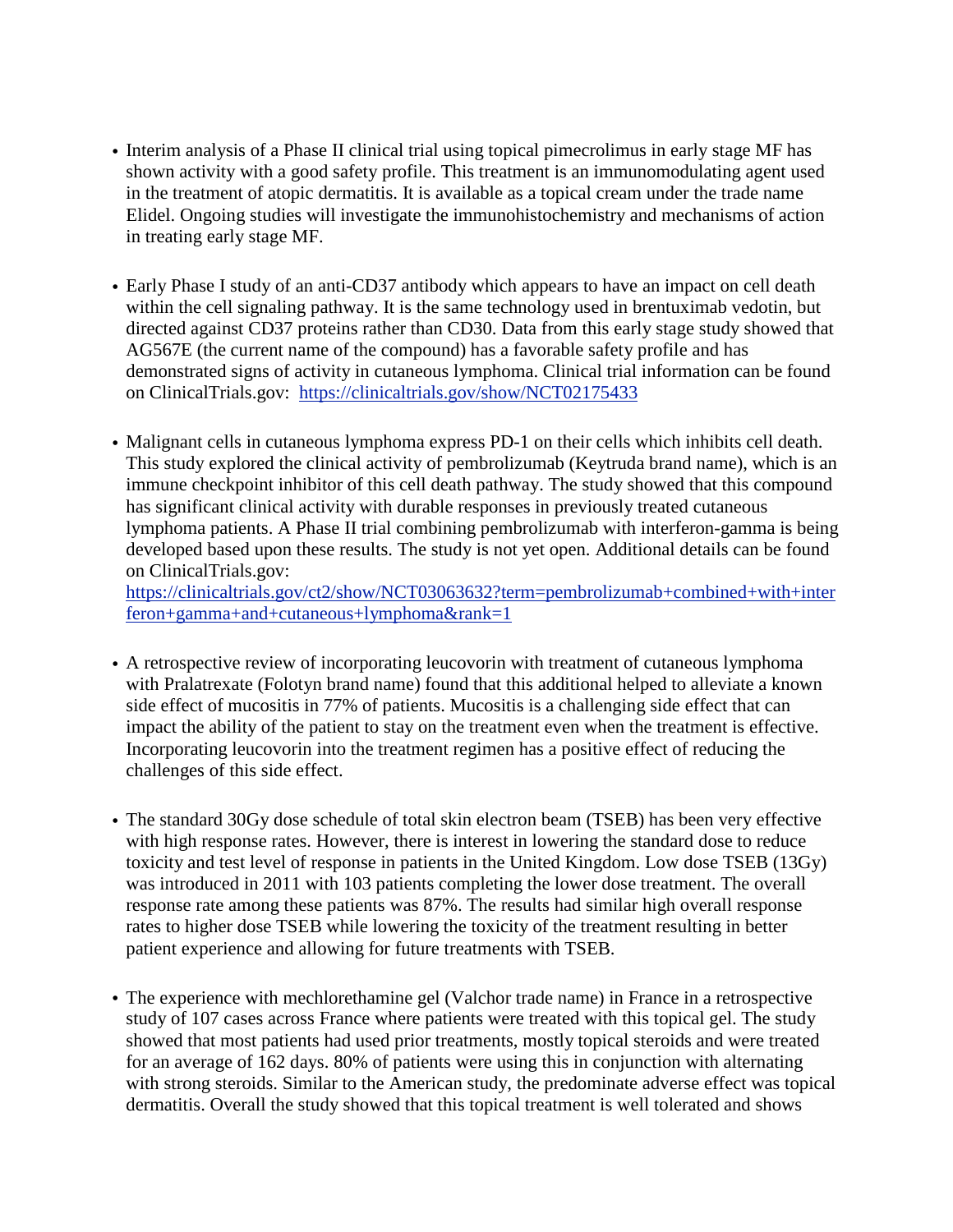- Interim analysis of a Phase II clinical trial using topical pimecrolimus in early stage MF has shown activity with a good safety profile. This treatment is an immunomodulating agent used in the treatment of atopic dermatitis. It is available as a topical cream under the trade name Elidel. Ongoing studies will investigate the immunohistochemistry and mechanisms of action in treating early stage MF.

- Early Phase I study of an anti-CD37 antibody which appears to have an impact on cell death within the cell signaling pathway. It is the same technology used in brentuximab vedotin, but directed against CD37 proteins rather than CD30. Data from this early stage study showed that AG567E (the current name of the compound) has a favorable safety profile and has demonstrated signs of activity in cutaneous lymphoma. Clinical trial information can be found on ClinicalTrials.gov: https://clinicaltrials.gov/show/NCT02175433

- Malignant cells in cutaneous lymphoma express PD-1 on their cells which inhibits cell death. This study explored the clinical activity of pembrolizumab (Keytruda brand name), which is an immune checkpoint inhibitor of this cell death pathway. The study showed that this compound has significant clinical activity with durable responses in previously treated cutaneous lymphoma patients. A Phase II trial combining pembrolizumab with interferon-gamma is being developed based upon these results. The study is not yet open. Additional details can be found on ClinicalTrials.gov: https://clinicaltrials.gov/ct2/show/NCT03063632?term=pembrolizumab+combined+with+interferon+gamma+and+cutaneous+lymphoma&rank=1

- A retrospective review of incorporating leucovorin with treatment of cutaneous lymphoma with Pralatrexate (Folotyn brand name) found that this additional helped to alleviate a known side effect of mucositis in 77% of patients. Mucositis is a challenging side effect that can impact the ability of the patient to stay on the treatment even when the treatment is effective. Incorporating leucovorin into the treatment regimen has a positive effect of reducing the challenges of this side effect.

- The standard 30Gy dose schedule of total skin electron beam (TSEB) has been very effective with high response rates. However, there is interest in lowering the standard dose to reduce toxicity and test level of response in patients in the United Kingdom. Low dose TSEB (13Gy) was introduced in 2011 with 103 patients completing the lower dose treatment. The overall response rate among these patients was 87%. The results had similar high overall response rates to higher dose TSEB while lowering the toxicity of the treatment resulting in better patient experience and allowing for future treatments with TSEB.

- The experience with mechlorethamine gel (Valchor trade name) in France in a retrospective study of 107 cases across France where patients were treated with this topical gel. The study showed that most patients had used prior treatments, mostly topical steroids and were treated for an average of 162 days. 80% of patients were using this in conjunction with alternating with strong steroids. Similar to the American study, the predominate adverse effect was topical dermatitis. Overall the study showed that this topical treatment is well tolerated and shows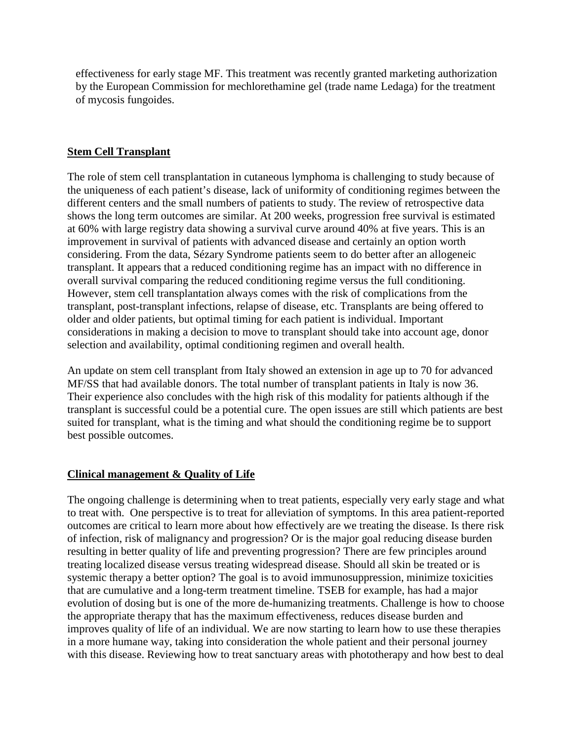effectiveness for early stage MF. This treatment was recently granted marketing authorization by the European Commission for mechlorethamine gel (trade name Ledaga) for the treatment of mycosis fungoides.

## Stem Cell Transplant

The role of stem cell transplantation in cutaneous lymphoma is challenging to study because of the uniqueness of each patient's disease, lack of uniformity of conditioning regimes between the different centers and the small numbers of patients to study. The review of retrospective data shows the long term outcomes are similar. At 200 weeks, progression free survival is estimated at 60% with large registry data showing a survival curve around 40% at five years. This is an improvement in survival of patients with advanced disease and certainly an option worth considering. From the data, Sézary Syndrome patients seem to do better after an allogeneic transplant. It appears that a reduced conditioning regime has an impact with no difference in overall survival comparing the reduced conditioning regime versus the full conditioning. However, stem cell transplantation always comes with the risk of complications from the transplant, post-transplant infections, relapse of disease, etc. Transplants are being offered to older and older patients, but optimal timing for each patient is individual. Important considerations in making a decision to move to transplant should take into account age, donor selection and availability, optimal conditioning regimen and overall health.

An update on stem cell transplant from Italy showed an extension in age up to 70 for advanced MF/SS that had available donors. The total number of transplant patients in Italy is now 36. Their experience also concludes with the high risk of this modality for patients although if the transplant is successful could be a potential cure. The open issues are still which patients are best suited for transplant, what is the timing and what should the conditioning regime be to support best possible outcomes.

## Clinical management & Quality of Life

The ongoing challenge is determining when to treat patients, especially very early stage and what to treat with. One perspective is to treat for alleviation of symptoms. In this area patient-reported outcomes are critical to learn more about how effectively are we treating the disease. Is there risk of infection, risk of malignancy and progression? Or is the major goal reducing disease burden resulting in better quality of life and preventing progression? There are few principles around treating localized disease versus treating widespread disease. Should all skin be treated or is systemic therapy a better option? The goal is to avoid immunosuppression, minimize toxicities that are cumulative and a long-term treatment timeline. TSEB for example, has had a major evolution of dosing but is one of the more de-humanizing treatments. Challenge is how to choose the appropriate therapy that has the maximum effectiveness, reduces disease burden and improves quality of life of an individual. We are now starting to learn how to use these therapies in a more humane way, taking into consideration the whole patient and their personal journey with this disease. Reviewing how to treat sanctuary areas with phototherapy and how best to deal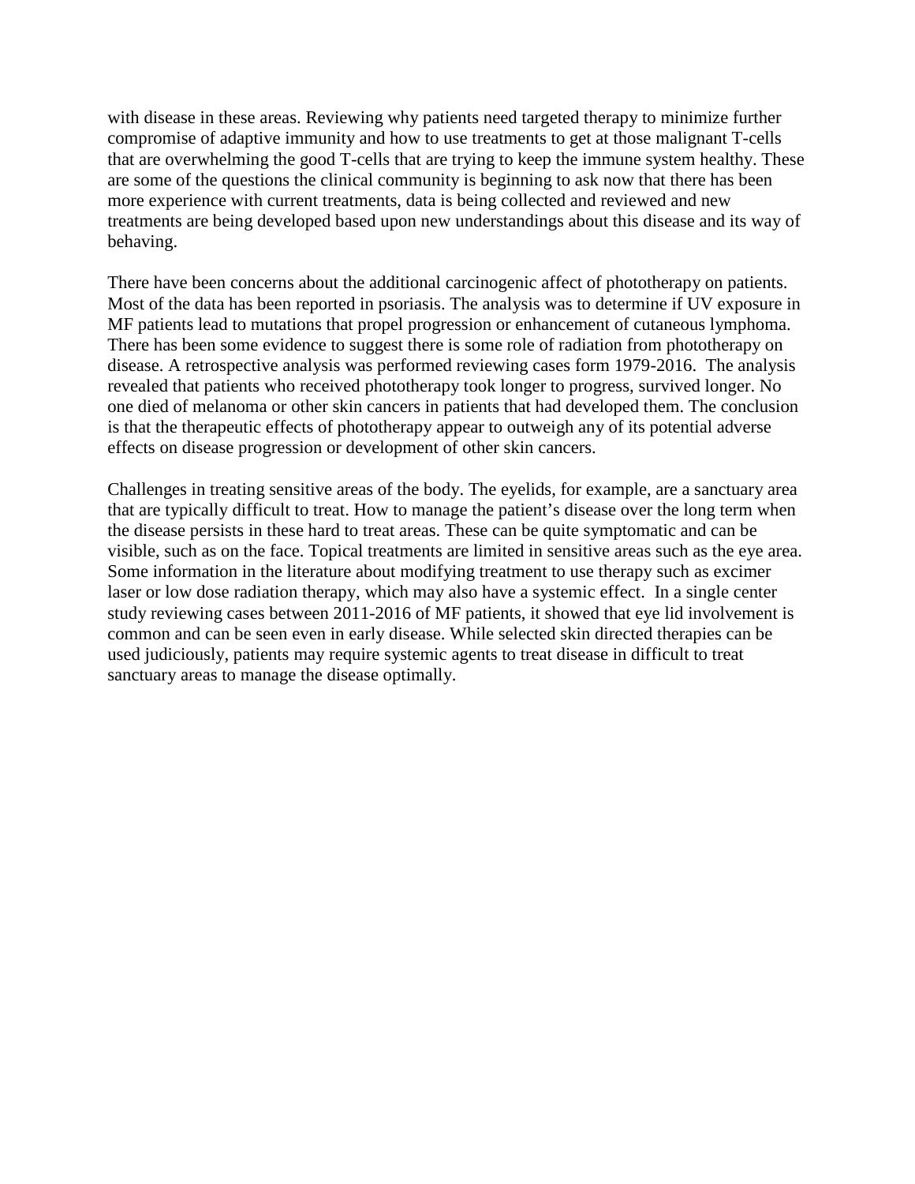with disease in these areas. Reviewing why patients need targeted therapy to minimize further compromise of adaptive immunity and how to use treatments to get at those malignant T-cells that are overwhelming the good T-cells that are trying to keep the immune system healthy. These are some of the questions the clinical community is beginning to ask now that there has been more experience with current treatments, data is being collected and reviewed and new treatments are being developed based upon new understandings about this disease and its way of behaving.

There have been concerns about the additional carcinogenic affect of phototherapy on patients. Most of the data has been reported in psoriasis. The analysis was to determine if UV exposure in MF patients lead to mutations that propel progression or enhancement of cutaneous lymphoma. There has been some evidence to suggest there is some role of radiation from phototherapy on disease. A retrospective analysis was performed reviewing cases form 1979-2016. The analysis revealed that patients who received phototherapy took longer to progress, survived longer. No one died of melanoma or other skin cancers in patients that had developed them. The conclusion is that the therapeutic effects of phototherapy appear to outweigh any of its potential adverse effects on disease progression or development of other skin cancers.

Challenges in treating sensitive areas of the body. The eyelids, for example, are a sanctuary area that are typically difficult to treat. How to manage the patient's disease over the long term when the disease persists in these hard to treat areas. These can be quite symptomatic and can be visible, such as on the face. Topical treatments are limited in sensitive areas such as the eye area. Some information in the literature about modifying treatment to use therapy such as excimer laser or low dose radiation therapy, which may also have a systemic effect. In a single center study reviewing cases between 2011-2016 of MF patients, it showed that eye lid involvement is common and can be seen even in early disease. While selected skin directed therapies can be used judiciously, patients may require systemic agents to treat disease in difficult to treat sanctuary areas to manage the disease optimally.